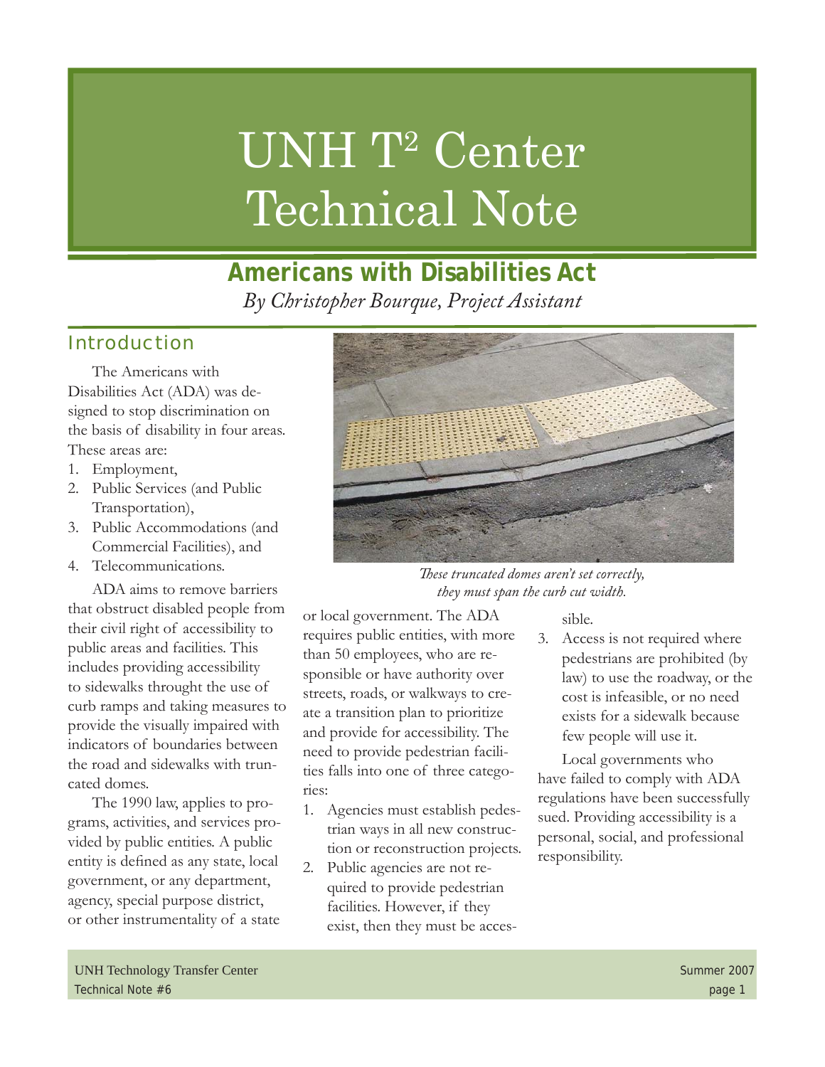# UNH T² Center Technical Note

## Americans with Disabilities Act

*By Christopher Bourque, Project Assistant*

### Introduction

The Americans with Disabilities Act (ADA) was designed to stop discrimination on the basis of disability in four areas. These areas are:

1. Employment,
2. Public Services (and Public Transportation),
3. Public Accommodations (and Commercial Facilities), and
4. Telecommunications.

ADA aims to remove barriers that obstruct disabled people from their civil right of accessibility to public areas and facilities. This includes providing accessibility to sidewalks throught the use of curb ramps and taking measures to provide the visually impaired with indicators of boundaries between the road and sidewalks with truncated domes.

The 1990 law, applies to programs, activities, and services provided by public entities. A public entity is defined as any state, local government, or any department, agency, special purpose district, or other instrumentality of a state or local government. The ADA requires public entities, with more than 50 employees, who are responsible or have authority over streets, roads, or walkways to create a transition plan to prioritize and provide for accessibility. The need to provide pedestrian facilities falls into one of three categories:

1. Agencies must establish pedestrian ways in all new construction or reconstruction projects.
2. Public agencies are not required to provide pedestrian facilities. However, if they exist, then they must be accessible.
3. Access is not required where pedestrians are prohibited (by law) to use the roadway, or the cost is infeasible, or no need exists for a sidewalk because few people will use it.

*These truncated domes aren't set correctly, they must span the curb cut width.*

Local governments who have failed to comply with ADA regulations have been successfully sued. Providing accessibility is a personal, social, and professional responsibility.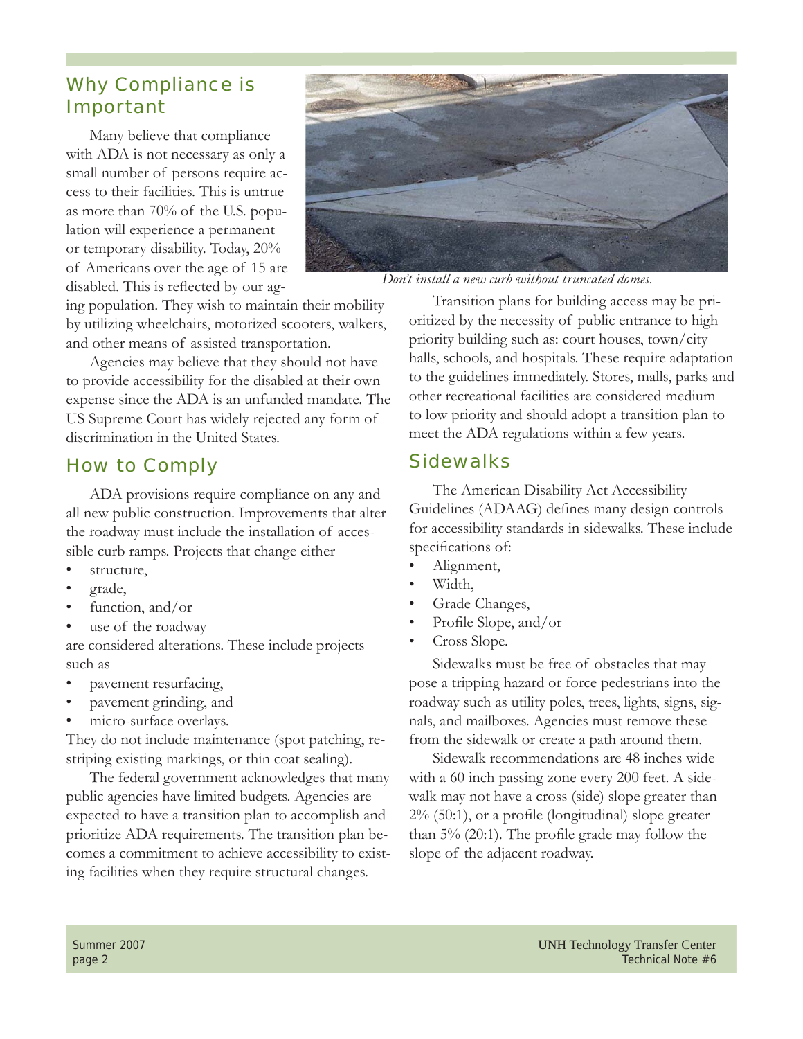## Why Compliance is Important

Many believe that compliance with ADA is not necessary as only a small number of persons require access to their facilities. This is untrue as more than 70% of the U.S. population will experience a permanent or temporary disability. Today, 20% of Americans over the age of 15 are disabled. This is reflected by our aging population. They wish to maintain their mobility by utilizing wheelchairs, motorized scooters, walkers, and other means of assisted transportation.

Agencies may believe that they should not have to provide accessibility for the disabled at their own expense since the ADA is an unfunded mandate. The US Supreme Court has widely rejected any form of discrimination in the United States.

## How to Comply

ADA provisions require compliance on any and all new public construction. Improvements that alter the roadway must include the installation of accessible curb ramps. Projects that change either

- structure,
- grade,
- function, and/or
- use of the roadway

are considered alterations. These include projects such as

- pavement resurfacing,
- pavement grinding, and
- micro-surface overlays.

They do not include maintenance (spot patching, re-striping existing markings, or thin coat sealing).

The federal government acknowledges that many public agencies have limited budgets. Agencies are expected to have a transition plan to accomplish and prioritize ADA requirements. The transition plan becomes a commitment to achieve accessibility to existing facilities when they require structural changes.

*Don't install a new curb without truncated domes.*

Transition plans for building access may be prioritized by the necessity of public entrance to high priority building such as: court houses, town/city halls, schools, and hospitals. These require adaptation to the guidelines immediately. Stores, malls, parks and other recreational facilities are considered medium to low priority and should adopt a transition plan to meet the ADA regulations within a few years.

## Sidewalks

The American Disability Act Accessibility Guidelines (ADAAG) defines many design controls for accessibility standards in sidewalks. These include specifications of:

- Alignment,
- Width,
- Grade Changes,
- Profile Slope, and/or
- Cross Slope.

Sidewalks must be free of obstacles that may pose a tripping hazard or force pedestrians into the roadway such as utility poles, trees, lights, signs, signals, and mailboxes. Agencies must remove these from the sidewalk or create a path around them.

Sidewalk recommendations are 48 inches wide with a 60 inch passing zone every 200 feet. A sidewalk may not have a cross (side) slope greater than 2% (50:1), or a profile (longitudinal) slope greater than 5% (20:1). The profile grade may follow the slope of the adjacent roadway.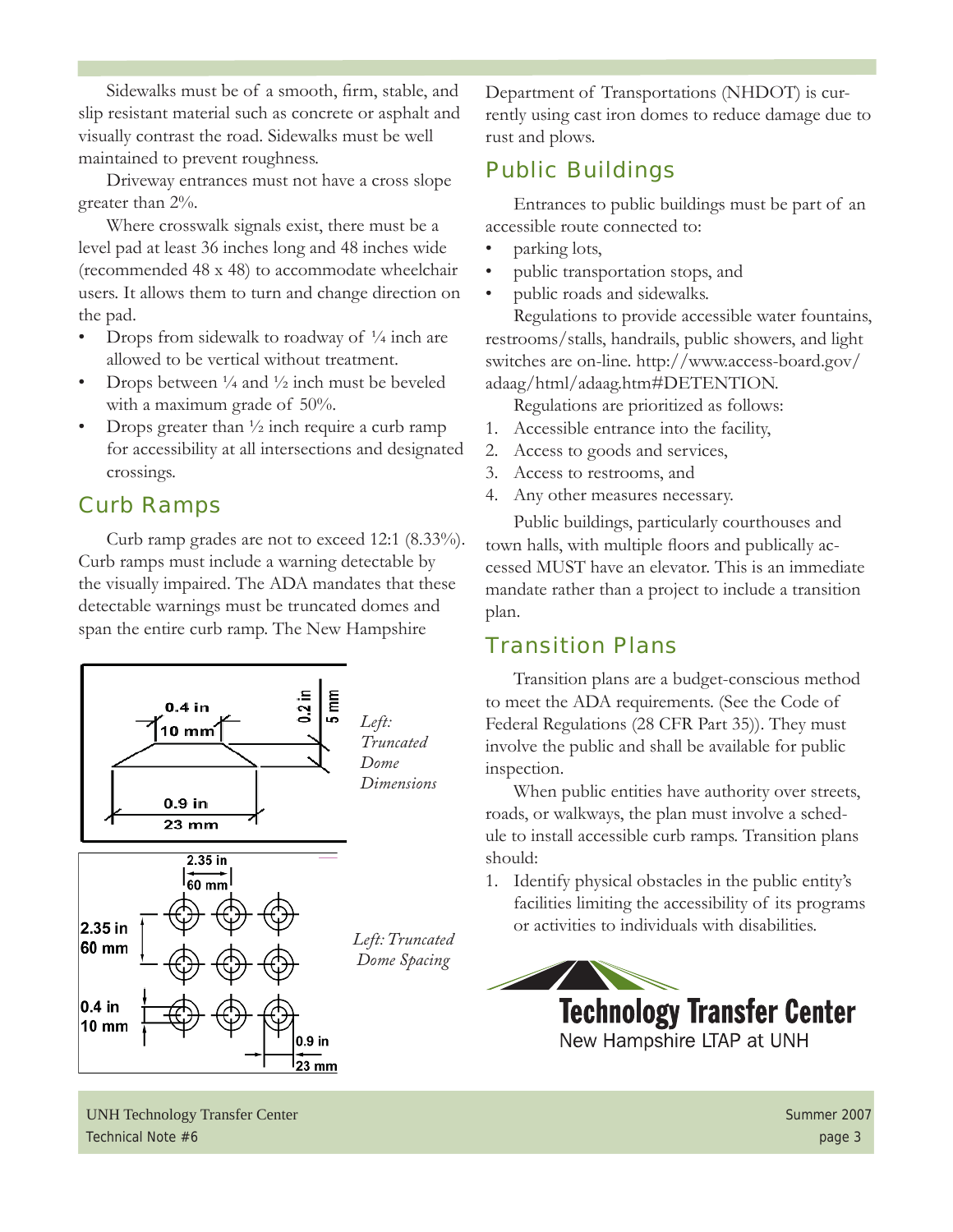Sidewalks must be of a smooth, firm, stable, and slip resistant material such as concrete or asphalt and visually contrast the road. Sidewalks must be well maintained to prevent roughness.

Driveway entrances must not have a cross slope greater than 2%.

Where crosswalk signals exist, there must be a level pad at least 36 inches long and 48 inches wide (recommended 48 x 48) to accommodate wheelchair users. It allows them to turn and change direction on the pad.

- Drops from sidewalk to roadway of ¼ inch are allowed to be vertical without treatment.
- Drops between ¼ and ½ inch must be beveled with a maximum grade of 50%.
- Drops greater than ½ inch require a curb ramp for accessibility at all intersections and designated crossings.

## Curb Ramps

Curb ramp grades are not to exceed 12:1 (8.33%). Curb ramps must include a warning detectable by the visually impaired. The ADA mandates that these detectable warnings must be truncated domes and span the entire curb ramp. The New Hampshire Department of Transportations (NHDOT) is currently using cast iron domes to reduce damage due to rust and plows.

0.4 in / 10 mm; 0.2 in / 5 mm; 0.9 in / 23 mm

*Left: Truncated Dome Dimensions*

2.35 in / 60 mm; 2.35 in / 60 mm; 0.4 in / 10 mm; 0.9 in / 23 mm

*Left: Truncated Dome Spacing*

## Public Buildings

Entrances to public buildings must be part of an accessible route connected to:

- parking lots,
- public transportation stops, and
- public roads and sidewalks.

Regulations to provide accessible water fountains, restrooms/stalls, handrails, public showers, and light switches are on-line. http://www.access-board.gov/adaag/html/adaag.htm#DETENTION.

Regulations are prioritized as follows:

1. Accessible entrance into the facility,
2. Access to goods and services,
3. Access to restrooms, and
4. Any other measures necessary.

Public buildings, particularly courthouses and town halls, with multiple floors and publically accessed MUST have an elevator. This is an immediate mandate rather than a project to include a transition plan.

## Transition Plans

Transition plans are a budget-conscious method to meet the ADA requirements. (See the Code of Federal Regulations (28 CFR Part 35)). They must involve the public and shall be available for public inspection.

When public entities have authority over streets, roads, or walkways, the plan must involve a schedule to install accessible curb ramps. Transition plans should:

1. Identify physical obstacles in the public entity's facilities limiting the accessibility of its programs or activities to individuals with disabilities.

Technology Transfer Center
New Hampshire LTAP at UNH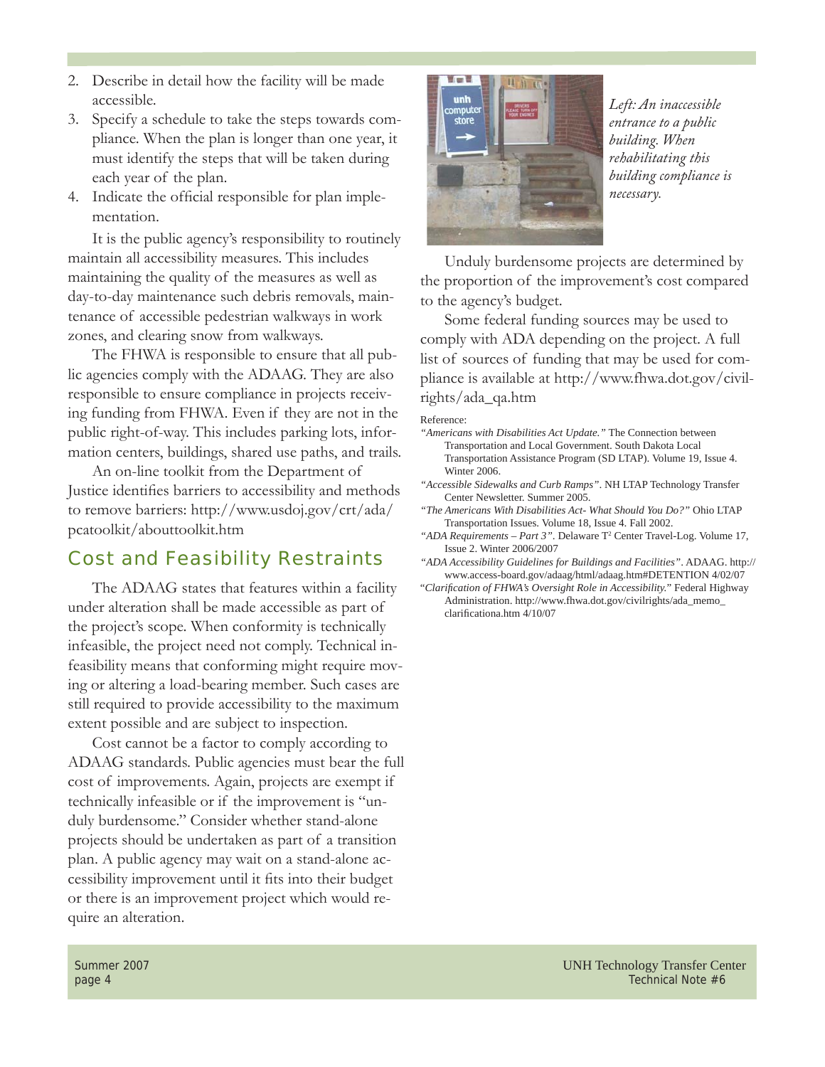2. Describe in detail how the facility will be made accessible.
3. Specify a schedule to take the steps towards compliance. When the plan is longer than one year, it must identify the steps that will be taken during each year of the plan.
4. Indicate the official responsible for plan implementation.

It is the public agency's responsibility to routinely maintain all accessibility measures. This includes maintaining the quality of the measures as well as day-to-day maintenance such debris removals, maintenance of accessible pedestrian walkways in work zones, and clearing snow from walkways.

The FHWA is responsible to ensure that all public agencies comply with the ADAAG. They are also responsible to ensure compliance in projects receiving funding from FHWA. Even if they are not in the public right-of-way. This includes parking lots, information centers, buildings, shared use paths, and trails.

An on-line toolkit from the Department of Justice identifies barriers to accessibility and methods to remove barriers: http://www.usdoj.gov/crt/ada/pcatoolkit/abouttoolkit.htm

## Cost and Feasibility Restraints

The ADAAG states that features within a facility under alteration shall be made accessible as part of the project's scope. When conformity is technically infeasible, the project need not comply. Technical infeasibility means that conforming might require moving or altering a load-bearing member. Such cases are still required to provide accessibility to the maximum extent possible and are subject to inspection.

Cost cannot be a factor to comply according to ADAAG standards. Public agencies must bear the full cost of improvements. Again, projects are exempt if technically infeasible or if the improvement is "unduly burdensome." Consider whether stand-alone projects should be undertaken as part of a transition plan. A public agency may wait on a stand-alone accessibility improvement until it fits into their budget or there is an improvement project which would require an alteration.

*Left: An inaccessible entrance to a public building. When rehabilitating this building compliance is necessary.*

Unduly burdensome projects are determined by the proportion of the improvement's cost compared to the agency's budget.

Some federal funding sources may be used to comply with ADA depending on the project. A full list of sources of funding that may be used for compliance is available at http://www.fhwa.dot.gov/civilrights/ada_qa.htm

Reference:

- *"Americans with Disabilities Act Update."* The Connection between Transportation and Local Government. South Dakota Local Transportation Assistance Program (SD LTAP). Volume 19, Issue 4. Winter 2006.
- *"Accessible Sidewalks and Curb Ramps"*. NH LTAP Technology Transfer Center Newsletter. Summer 2005.
- *"The Americans With Disabilities Act- What Should You Do?"* Ohio LTAP Transportation Issues. Volume 18, Issue 4. Fall 2002.
- *"ADA Requirements – Part 3"*. Delaware T[2] Center Travel-Log. Volume 17, Issue 2. Winter 2006/2007
- *"ADA Accessibility Guidelines for Buildings and Facilities"*. ADAAG. http://www.access-board.gov/adaag/html/adaag.htm#DETENTION 4/02/07
- *"Clarification of FHWA's Oversight Role in Accessibility."* Federal Highway Administration. http://www.fhwa.dot.gov/civilrights/ada_memo_clarificationa.htm 4/10/07